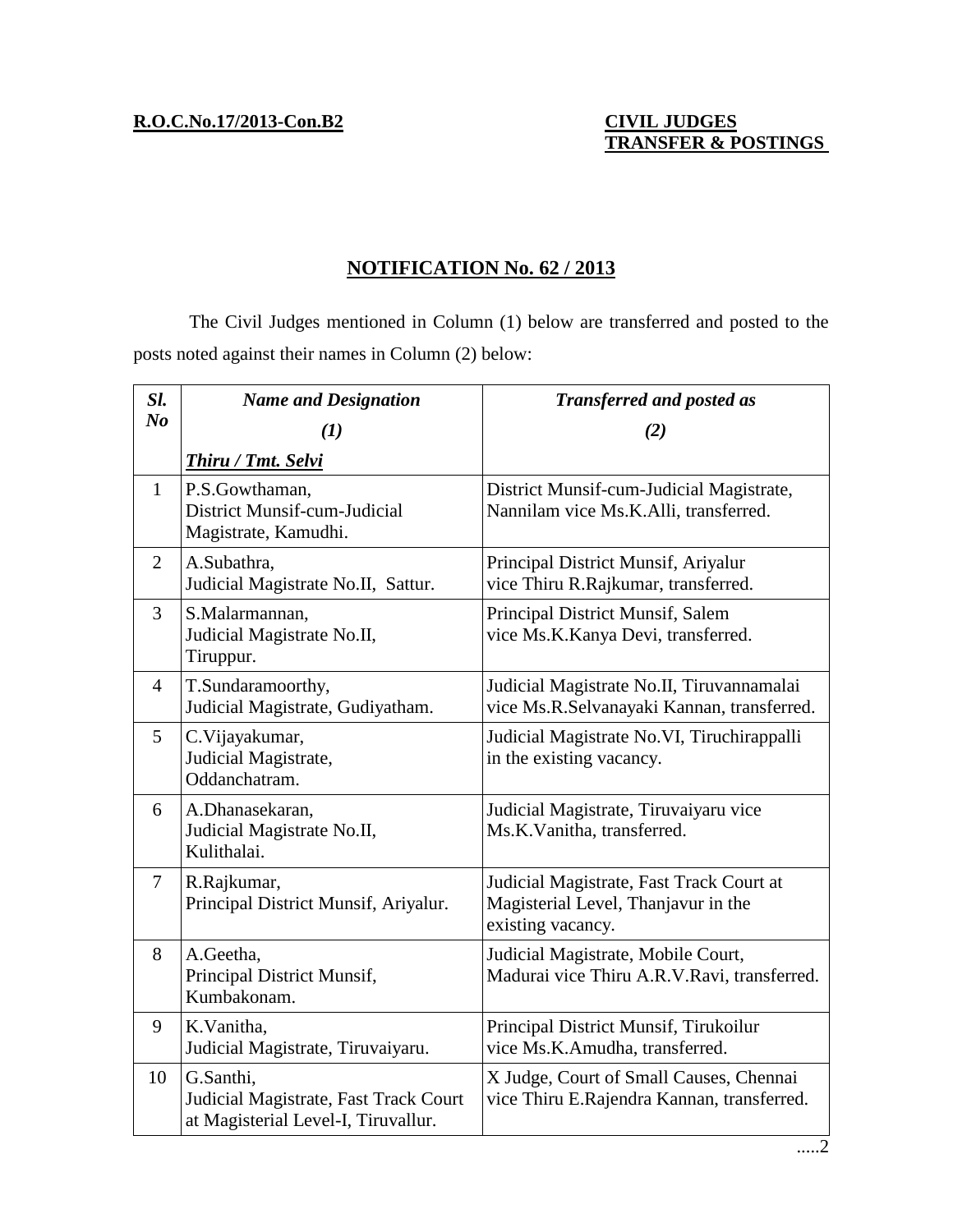**R.O.C.No.17/2013-Con.B2**

**CIVIL JUDGES**
**TRANSFER & POSTINGS**

## NOTIFICATION No. 62 / 2013

The Civil Judges mentioned in Column (1) below are transferred and posted to the posts noted against their names in Column (2) below:

| *Sl. No* | *Name and Designation* *(1)* *Thiru / Tmt. Selvi* | *Transferred and posted as* *(2)* |
|---|---|---|
| 1 | P.S.Gowthaman, District Munsif-cum-Judicial Magistrate, Kamudhi. | District Munsif-cum-Judicial Magistrate, Nannilam vice Ms.K.Alli, transferred. |
| 2 | A.Subathra, Judicial Magistrate No.II, Sattur. | Principal District Munsif, Ariyalur vice Thiru R.Rajkumar, transferred. |
| 3 | S.Malarmannan, Judicial Magistrate No.II, Tiruppur. | Principal District Munsif, Salem vice Ms.K.Kanya Devi, transferred. |
| 4 | T.Sundaramoorthy, Judicial Magistrate, Gudiyatham. | Judicial Magistrate No.II, Tiruvannamalai vice Ms.R.Selvanayaki Kannan, transferred. |
| 5 | C.Vijayakumar, Judicial Magistrate, Oddanchatram. | Judicial Magistrate No.VI, Tiruchirappalli in the existing vacancy. |
| 6 | A.Dhanasekaran, Judicial Magistrate No.II, Kulithalai. | Judicial Magistrate, Tiruvaiyaru vice Ms.K.Vanitha, transferred. |
| 7 | R.Rajkumar, Principal District Munsif, Ariyalur. | Judicial Magistrate, Fast Track Court at Magisterial Level, Thanjavur in the existing vacancy. |
| 8 | A.Geetha, Principal District Munsif, Kumbakonam. | Judicial Magistrate, Mobile Court, Madurai vice Thiru A.R.V.Ravi, transferred. |
| 9 | K.Vanitha, Judicial Magistrate, Tiruvaiyaru. | Principal District Munsif, Tirukoilur vice Ms.K.Amudha, transferred. |
| 10 | G.Santhi, Judicial Magistrate, Fast Track Court at Magisterial Level-I, Tiruvallur. | X Judge, Court of Small Causes, Chennai vice Thiru E.Rajendra Kannan, transferred. |

.....2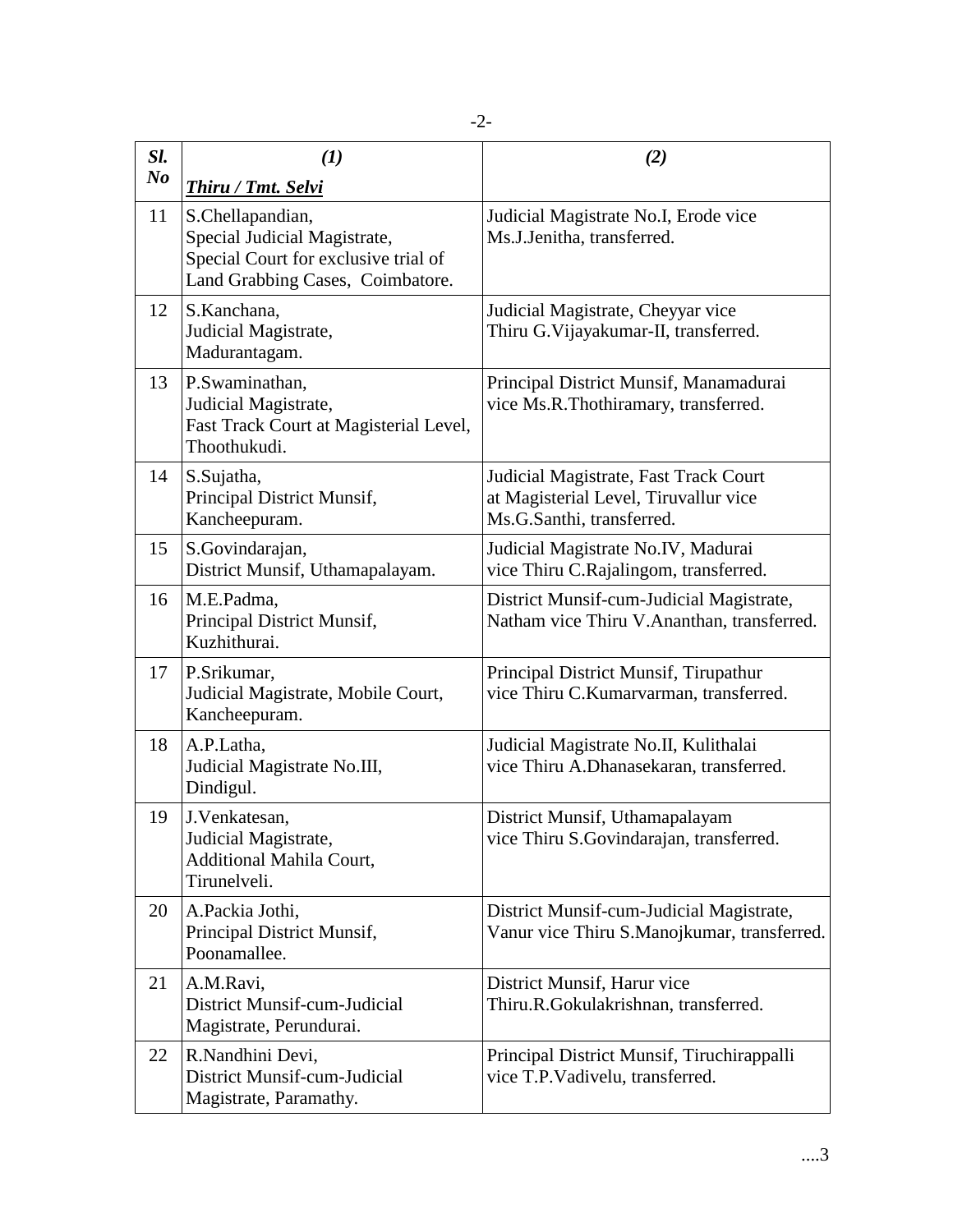| *Sl. No* | *(1)* <br> ***Thiru / Tmt. Selvi*** | *(2)* |
|---|---|---|
| 11 | S.Chellapandian, Special Judicial Magistrate, Special Court for exclusive trial of Land Grabbing Cases, Coimbatore. | Judicial Magistrate No.I, Erode vice Ms.J.Jenitha, transferred. |
| 12 | S.Kanchana, Judicial Magistrate, Madurantagam. | Judicial Magistrate, Cheyyar vice Thiru G.Vijayakumar-II, transferred. |
| 13 | P.Swaminathan, Judicial Magistrate, Fast Track Court at Magisterial Level, Thoothukudi. | Principal District Munsif, Manamadurai vice Ms.R.Thothiramary, transferred. |
| 14 | S.Sujatha, Principal District Munsif, Kancheepuram. | Judicial Magistrate, Fast Track Court at Magisterial Level, Tiruvallur vice Ms.G.Santhi, transferred. |
| 15 | S.Govindarajan, District Munsif, Uthamapalayam. | Judicial Magistrate No.IV, Madurai vice Thiru C.Rajalingom, transferred. |
| 16 | M.E.Padma, Principal District Munsif, Kuzhithurai. | District Munsif-cum-Judicial Magistrate, Natham vice Thiru V.Ananthan, transferred. |
| 17 | P.Srikumar, Judicial Magistrate, Mobile Court, Kancheepuram. | Principal District Munsif, Tirupathur vice Thiru C.Kumarvarman, transferred. |
| 18 | A.P.Latha, Judicial Magistrate No.III, Dindigul. | Judicial Magistrate No.II, Kulithalai vice Thiru A.Dhanasekaran, transferred. |
| 19 | J.Venkatesan, Judicial Magistrate, Additional Mahila Court, Tirunelveli. | District Munsif, Uthamapalayam vice Thiru S.Govindarajan, transferred. |
| 20 | A.Packia Jothi, Principal District Munsif, Poonamallee. | District Munsif-cum-Judicial Magistrate, Vanur vice Thiru S.Manojkumar, transferred. |
| 21 | A.M.Ravi, District Munsif-cum-Judicial Magistrate, Perundurai. | District Munsif, Harur vice Thiru.R.Gokulakrishnan, transferred. |
| 22 | R.Nandhini Devi, District Munsif-cum-Judicial Magistrate, Paramathy. | Principal District Munsif, Tiruchirappalli vice T.P.Vadivelu, transferred. |

....3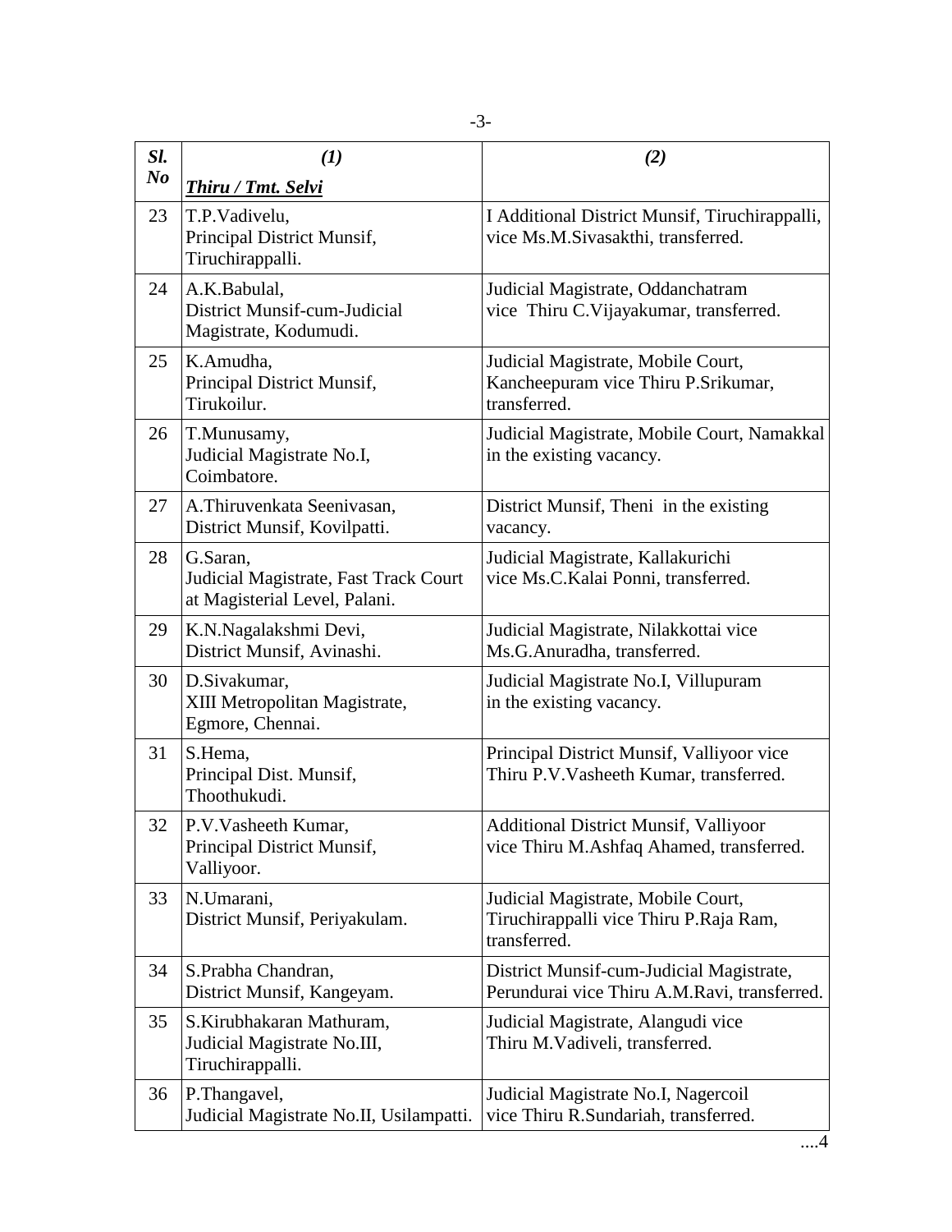| *Sl. No* | *(1)* <br> ***Thiru / Tmt. Selvi*** | *(2)* |
|---|---|---|
| 23 | T.P.Vadivelu, Principal District Munsif, Tiruchirappalli. | I Additional District Munsif, Tiruchirappalli, vice Ms.M.Sivasakthi, transferred. |
| 24 | A.K.Babulal, District Munsif-cum-Judicial Magistrate, Kodumudi. | Judicial Magistrate, Oddanchatram vice Thiru C.Vijayakumar, transferred. |
| 25 | K.Amudha, Principal District Munsif, Tirukoilur. | Judicial Magistrate, Mobile Court, Kancheepuram vice Thiru P.Srikumar, transferred. |
| 26 | T.Munusamy, Judicial Magistrate No.I, Coimbatore. | Judicial Magistrate, Mobile Court, Namakkal in the existing vacancy. |
| 27 | A.Thiruvenkata Seenivasan, District Munsif, Kovilpatti. | District Munsif, Theni in the existing vacancy. |
| 28 | G.Saran, Judicial Magistrate, Fast Track Court at Magisterial Level, Palani. | Judicial Magistrate, Kallakurichi vice Ms.C.Kalai Ponni, transferred. |
| 29 | K.N.Nagalakshmi Devi, District Munsif, Avinashi. | Judicial Magistrate, Nilakkottai vice Ms.G.Anuradha, transferred. |
| 30 | D.Sivakumar, XIII Metropolitan Magistrate, Egmore, Chennai. | Judicial Magistrate No.I, Villupuram in the existing vacancy. |
| 31 | S.Hema, Principal Dist. Munsif, Thoothukudi. | Principal District Munsif, Valliyoor vice Thiru P.V.Vasheeth Kumar, transferred. |
| 32 | P.V.Vasheeth Kumar, Principal District Munsif, Valliyoor. | Additional District Munsif, Valliyoor vice Thiru M.Ashfaq Ahamed, transferred. |
| 33 | N.Umarani, District Munsif, Periyakulam. | Judicial Magistrate, Mobile Court, Tiruchirappalli vice Thiru P.Raja Ram, transferred. |
| 34 | S.Prabha Chandran, District Munsif, Kangeyam. | District Munsif-cum-Judicial Magistrate, Perundurai vice Thiru A.M.Ravi, transferred. |
| 35 | S.Kirubhakaran Mathuram, Judicial Magistrate No.III, Tiruchirappalli. | Judicial Magistrate, Alangudi vice Thiru M.Vadiveli, transferred. |
| 36 | P.Thangavel, Judicial Magistrate No.II, Usilampatti. | Judicial Magistrate No.I, Nagercoil vice Thiru R.Sundariah, transferred. |

....4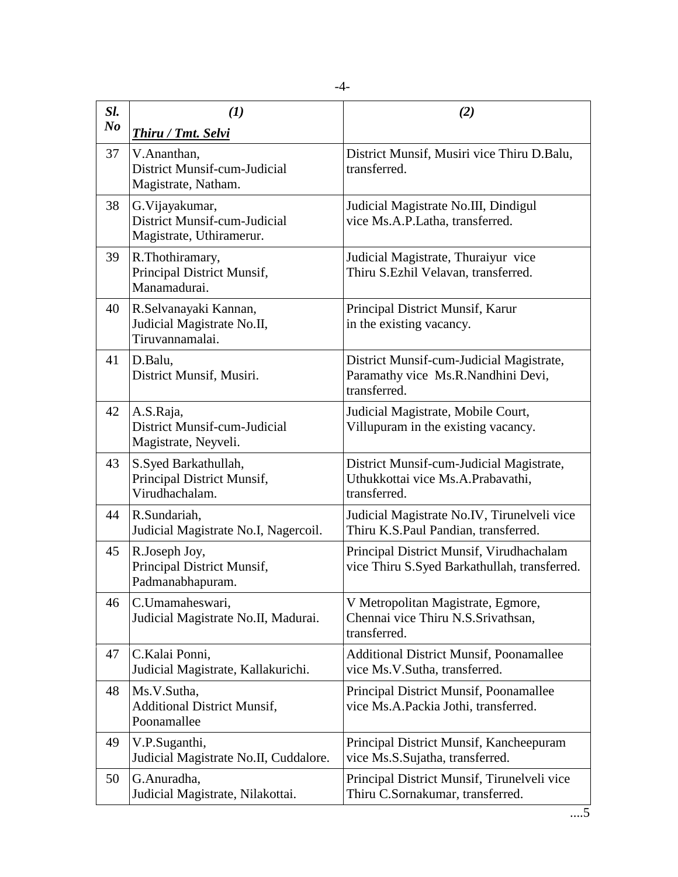| *Sl. No* | *(1)* <br> ***Thiru / Tmt. Selvi*** | *(2)* |
|---|---|---|
| 37 | V.Ananthan,<br>District Munsif-cum-Judicial Magistrate, Natham. | District Munsif, Musiri vice Thiru D.Balu, transferred. |
| 38 | G.Vijayakumar,<br>District Munsif-cum-Judicial Magistrate, Uthiramerur. | Judicial Magistrate No.III, Dindigul vice Ms.A.P.Latha, transferred. |
| 39 | R.Thothiramary,<br>Principal District Munsif, Manamadurai. | Judicial Magistrate, Thuraiyur vice Thiru S.Ezhil Velavan, transferred. |
| 40 | R.Selvanayaki Kannan,<br>Judicial Magistrate No.II, Tiruvannamalai. | Principal District Munsif, Karur in the existing vacancy. |
| 41 | D.Balu,<br>District Munsif, Musiri. | District Munsif-cum-Judicial Magistrate, Paramathy vice Ms.R.Nandhini Devi, transferred. |
| 42 | A.S.Raja,<br>District Munsif-cum-Judicial Magistrate, Neyveli. | Judicial Magistrate, Mobile Court, Villupuram in the existing vacancy. |
| 43 | S.Syed Barkathullah,<br>Principal District Munsif, Virudhachalam. | District Munsif-cum-Judicial Magistrate, Uthukkottai vice Ms.A.Prabavathi, transferred. |
| 44 | R.Sundariah,<br>Judicial Magistrate No.I, Nagercoil. | Judicial Magistrate No.IV, Tirunelveli vice Thiru K.S.Paul Pandian, transferred. |
| 45 | R.Joseph Joy,<br>Principal District Munsif, Padmanabhapuram. | Principal District Munsif, Virudhachalam vice Thiru S.Syed Barkathullah, transferred. |
| 46 | C.Umamaheswari,<br>Judicial Magistrate No.II, Madurai. | V Metropolitan Magistrate, Egmore, Chennai vice Thiru N.S.Srivathsan, transferred. |
| 47 | C.Kalai Ponni,<br>Judicial Magistrate, Kallakurichi. | Additional District Munsif, Poonamallee vice Ms.V.Sutha, transferred. |
| 48 | Ms.V.Sutha,<br>Additional District Munsif, Poonamallee | Principal District Munsif, Poonamallee vice Ms.A.Packia Jothi, transferred. |
| 49 | V.P.Suganthi,<br>Judicial Magistrate No.II, Cuddalore. | Principal District Munsif, Kancheepuram vice Ms.S.Sujatha, transferred. |
| 50 | G.Anuradha,<br>Judicial Magistrate, Nilakottai. | Principal District Munsif, Tirunelveli vice Thiru C.Sornakumar, transferred. |

....5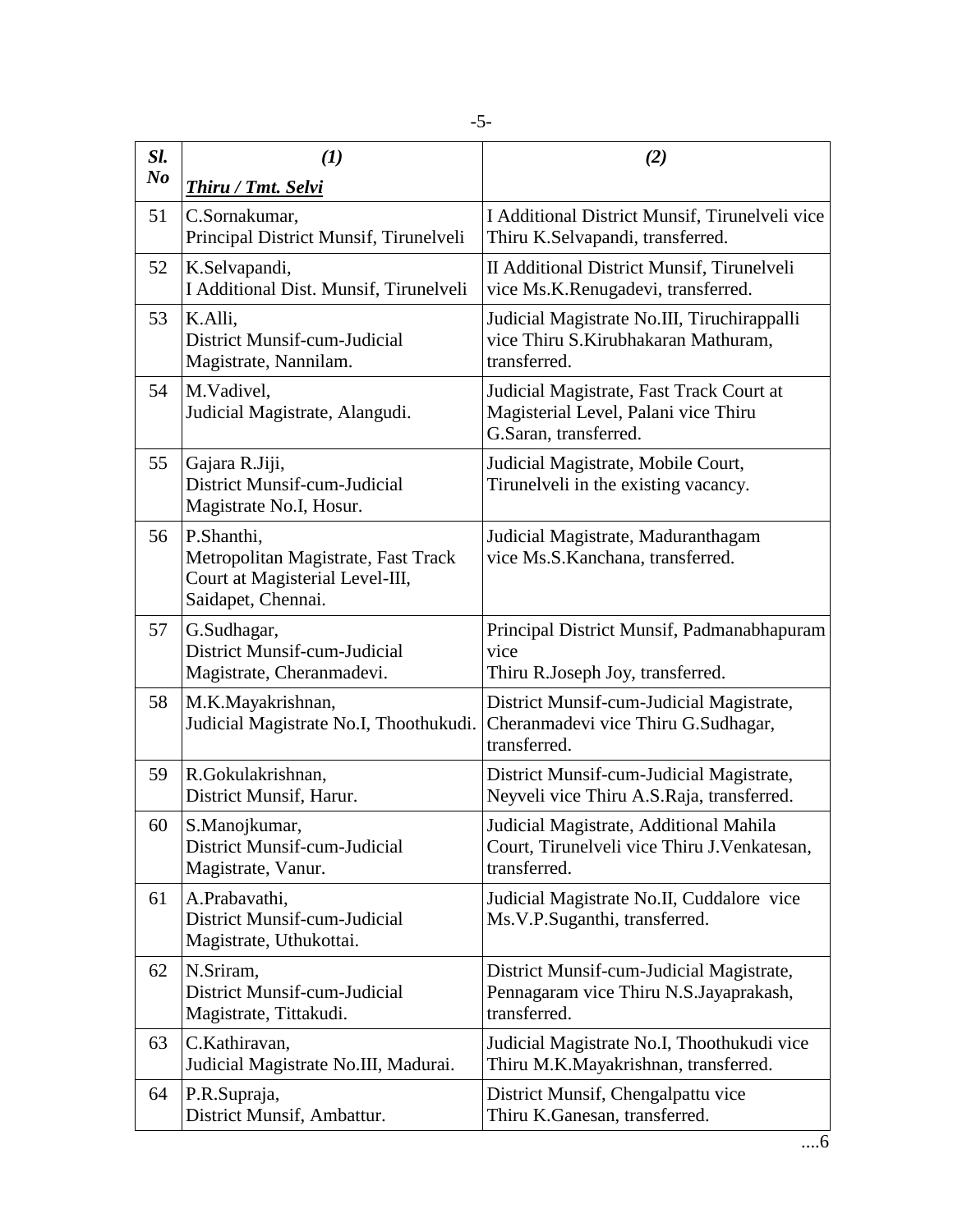| Sl. No | (1) *Thiru / Tmt. Selvi* | (2) |
|---|---|---|
| 51 | C.Sornakumar, Principal District Munsif, Tirunelveli | I Additional District Munsif, Tirunelveli vice Thiru K.Selvapandi, transferred. |
| 52 | K.Selvapandi, I Additional Dist. Munsif, Tirunelveli | II Additional District Munsif, Tirunelveli vice Ms.K.Renugadevi, transferred. |
| 53 | K.Alli, District Munsif-cum-Judicial Magistrate, Nannilam. | Judicial Magistrate No.III, Tiruchirappalli vice Thiru S.Kirubhakaran Mathuram, transferred. |
| 54 | M.Vadivel, Judicial Magistrate, Alangudi. | Judicial Magistrate, Fast Track Court at Magisterial Level, Palani vice Thiru G.Saran, transferred. |
| 55 | Gajara R.Jiji, District Munsif-cum-Judicial Magistrate No.I, Hosur. | Judicial Magistrate, Mobile Court, Tirunelveli in the existing vacancy. |
| 56 | P.Shanthi, Metropolitan Magistrate, Fast Track Court at Magisterial Level-III, Saidapet, Chennai. | Judicial Magistrate, Maduranthagam vice Ms.S.Kanchana, transferred. |
| 57 | G.Sudhagar, District Munsif-cum-Judicial Magistrate, Cheranmadevi. | Principal District Munsif, Padmanabhapuram vice Thiru R.Joseph Joy, transferred. |
| 58 | M.K.Mayakrishnan, Judicial Magistrate No.I, Thoothukudi. | District Munsif-cum-Judicial Magistrate, Cheranmadevi vice Thiru G.Sudhagar, transferred. |
| 59 | R.Gokulakrishnan, District Munsif, Harur. | District Munsif-cum-Judicial Magistrate, Neyveli vice Thiru A.S.Raja, transferred. |
| 60 | S.Manojkumar, District Munsif-cum-Judicial Magistrate, Vanur. | Judicial Magistrate, Additional Mahila Court, Tirunelveli vice Thiru J.Venkatesan, transferred. |
| 61 | A.Prabavathi, District Munsif-cum-Judicial Magistrate, Uthukottai. | Judicial Magistrate No.II, Cuddalore vice Ms.V.P.Suganthi, transferred. |
| 62 | N.Sriram, District Munsif-cum-Judicial Magistrate, Tittakudi. | District Munsif-cum-Judicial Magistrate, Pennagaram vice Thiru N.S.Jayaprakash, transferred. |
| 63 | C.Kathiravan, Judicial Magistrate No.III, Madurai. | Judicial Magistrate No.I, Thoothukudi vice Thiru M.K.Mayakrishnan, transferred. |
| 64 | P.R.Supraja, District Munsif, Ambattur. | District Munsif, Chengalpattu vice Thiru K.Ganesan, transferred. |

....6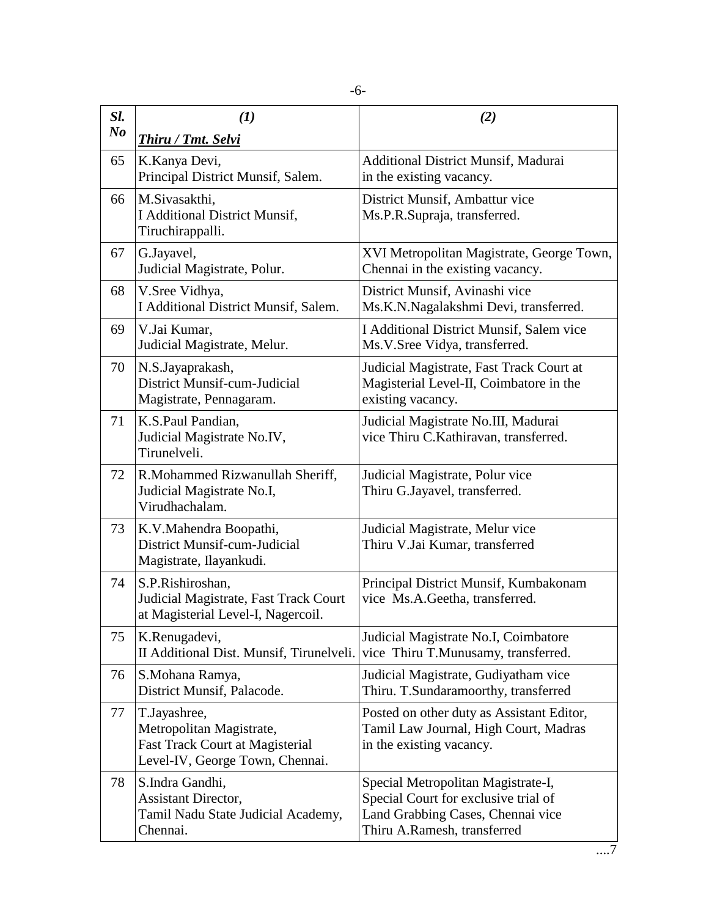| *Sl. No* | *(1)* <br> ***Thiru / Tmt. Selvi*** | *(2)* |
|---|---|---|
| 65 | K.Kanya Devi, Principal District Munsif, Salem. | Additional District Munsif, Madurai in the existing vacancy. |
| 66 | M.Sivasakthi, I Additional District Munsif, Tiruchirappalli. | District Munsif, Ambattur vice Ms.P.R.Supraja, transferred. |
| 67 | G.Jayavel, Judicial Magistrate, Polur. | XVI Metropolitan Magistrate, George Town, Chennai in the existing vacancy. |
| 68 | V.Sree Vidhya, I Additional District Munsif, Salem. | District Munsif, Avinashi vice Ms.K.N.Nagalakshmi Devi, transferred. |
| 69 | V.Jai Kumar, Judicial Magistrate, Melur. | I Additional District Munsif, Salem vice Ms.V.Sree Vidya, transferred. |
| 70 | N.S.Jayaprakash, District Munsif-cum-Judicial Magistrate, Pennagaram. | Judicial Magistrate, Fast Track Court at Magisterial Level-II, Coimbatore in the existing vacancy. |
| 71 | K.S.Paul Pandian, Judicial Magistrate No.IV, Tirunelveli. | Judicial Magistrate No.III, Madurai vice Thiru C.Kathiravan, transferred. |
| 72 | R.Mohammed Rizwanullah Sheriff, Judicial Magistrate No.I, Virudhachalam. | Judicial Magistrate, Polur vice Thiru G.Jayavel, transferred. |
| 73 | K.V.Mahendra Boopathi, District Munsif-cum-Judicial Magistrate, Ilayankudi. | Judicial Magistrate, Melur vice Thiru V.Jai Kumar, transferred |
| 74 | S.P.Rishiroshan, Judicial Magistrate, Fast Track Court at Magisterial Level-I, Nagercoil. | Principal District Munsif, Kumbakonam vice Ms.A.Geetha, transferred. |
| 75 | K.Renugadevi, II Additional Dist. Munsif, Tirunelveli. | Judicial Magistrate No.I, Coimbatore vice Thiru T.Munusamy, transferred. |
| 76 | S.Mohana Ramya, District Munsif, Palacode. | Judicial Magistrate, Gudiyatham vice Thiru. T.Sundaramoorthy, transferred |
| 77 | T.Jayashree, Metropolitan Magistrate, Fast Track Court at Magisterial Level-IV, George Town, Chennai. | Posted on other duty as Assistant Editor, Tamil Law Journal, High Court, Madras in the existing vacancy. |
| 78 | S.Indra Gandhi, Assistant Director, Tamil Nadu State Judicial Academy, Chennai. | Special Metropolitan Magistrate-I, Special Court for exclusive trial of Land Grabbing Cases, Chennai vice Thiru A.Ramesh, transferred |

....7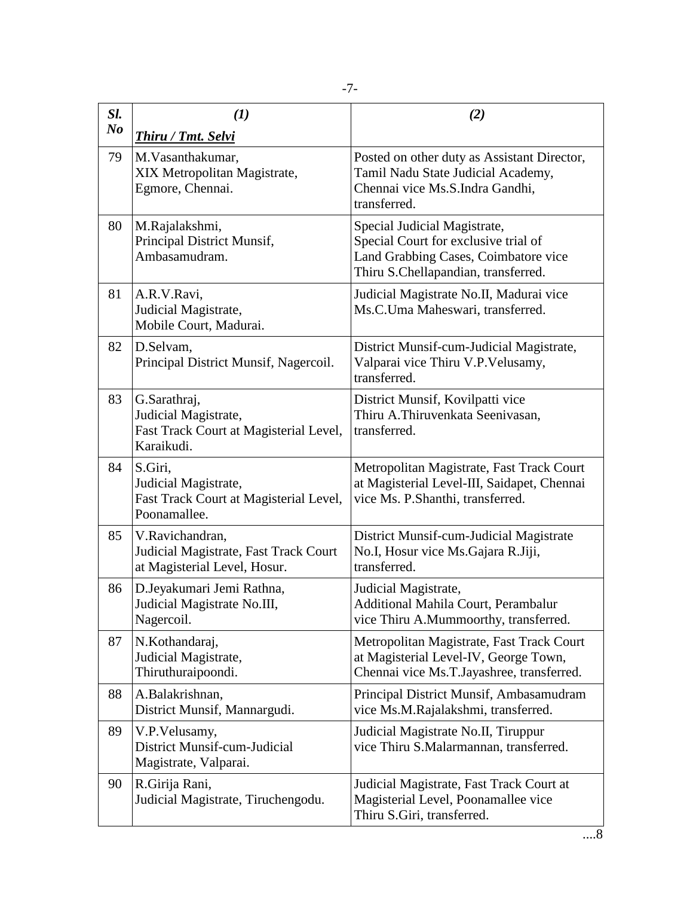| *Sl. No* | *(1)* *__Thiru / Tmt. Selvi__* | *(2)* |
|---|---|---|
| 79 | M.Vasanthakumar, XIX Metropolitan Magistrate, Egmore, Chennai. | Posted on other duty as Assistant Director, Tamil Nadu State Judicial Academy, Chennai vice Ms.S.Indra Gandhi, transferred. |
| 80 | M.Rajalakshmi, Principal District Munsif, Ambasamudram. | Special Judicial Magistrate, Special Court for exclusive trial of Land Grabbing Cases, Coimbatore vice Thiru S.Chellapandian, transferred. |
| 81 | A.R.V.Ravi, Judicial Magistrate, Mobile Court, Madurai. | Judicial Magistrate No.II, Madurai vice Ms.C.Uma Maheswari, transferred. |
| 82 | D.Selvam, Principal District Munsif, Nagercoil. | District Munsif-cum-Judicial Magistrate, Valparai vice Thiru V.P.Velusamy, transferred. |
| 83 | G.Sarathraj, Judicial Magistrate, Fast Track Court at Magisterial Level, Karaikudi. | District Munsif, Kovilpatti vice Thiru A.Thiruvenkata Seenivasan, transferred. |
| 84 | S.Giri, Judicial Magistrate, Fast Track Court at Magisterial Level, Poonamallee. | Metropolitan Magistrate, Fast Track Court at Magisterial Level-III, Saidapet, Chennai vice Ms. P.Shanthi, transferred. |
| 85 | V.Ravichandran, Judicial Magistrate, Fast Track Court at Magisterial Level, Hosur. | District Munsif-cum-Judicial Magistrate No.I, Hosur vice Ms.Gajara R.Jiji, transferred. |
| 86 | D.Jeyakumari Jemi Rathna, Judicial Magistrate No.III, Nagercoil. | Judicial Magistrate, Additional Mahila Court, Perambalur vice Thiru A.Mummoorthy, transferred. |
| 87 | N.Kothandaraj, Judicial Magistrate, Thiruthuraipoondi. | Metropolitan Magistrate, Fast Track Court at Magisterial Level-IV, George Town, Chennai vice Ms.T.Jayashree, transferred. |
| 88 | A.Balakrishnan, District Munsif, Mannargudi. | Principal District Munsif, Ambasamudram vice Ms.M.Rajalakshmi, transferred. |
| 89 | V.P.Velusamy, District Munsif-cum-Judicial Magistrate, Valparai. | Judicial Magistrate No.II, Tiruppur vice Thiru S.Malarmannan, transferred. |
| 90 | R.Girija Rani, Judicial Magistrate, Tiruchengodu. | Judicial Magistrate, Fast Track Court at Magisterial Level, Poonamallee vice Thiru S.Giri, transferred. |

....8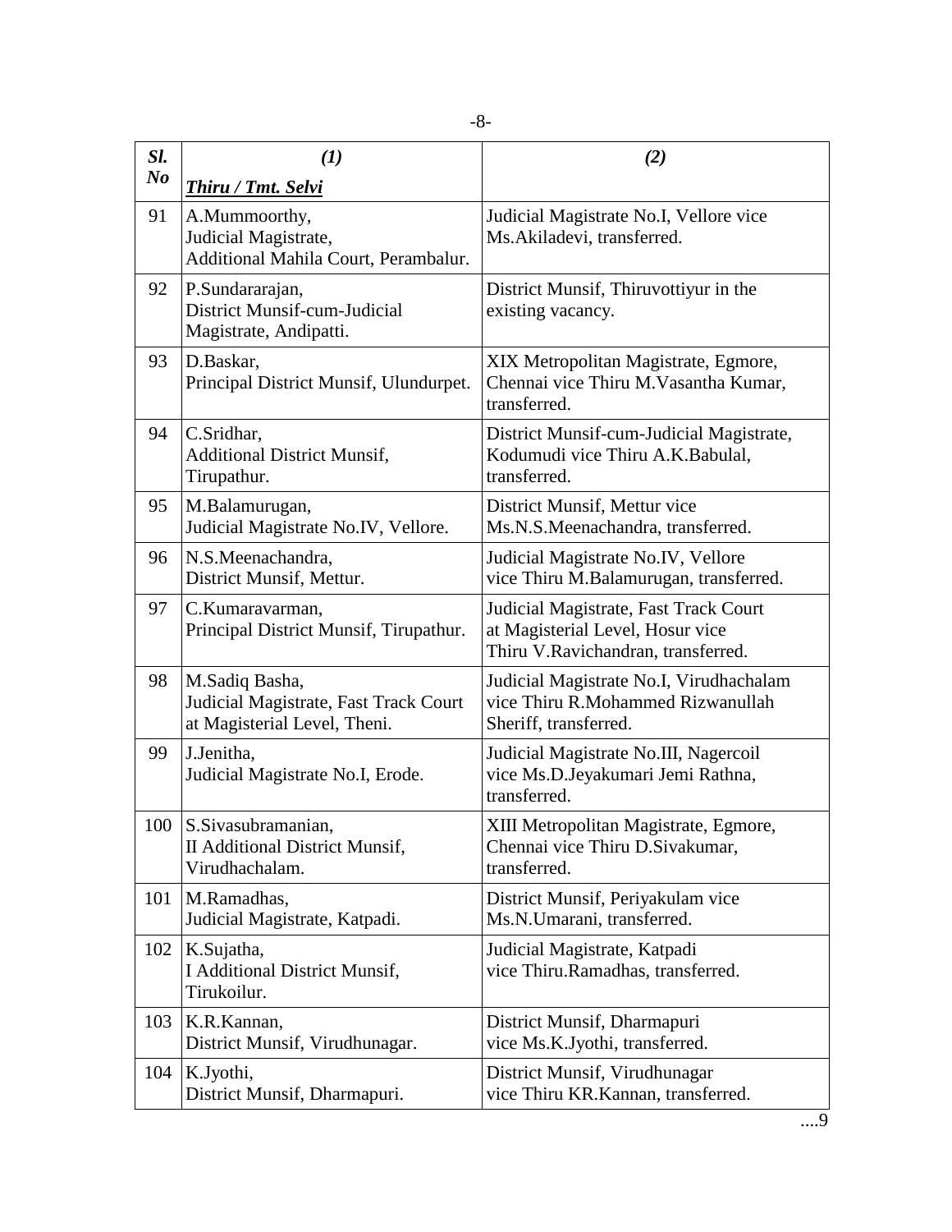| *Sl. No* | *(1)* <br> ***Thiru / Tmt. Selvi*** | *(2)* |
|---|---|---|
| 91 | A.Mummoorthy, Judicial Magistrate, Additional Mahila Court, Perambalur. | Judicial Magistrate No.I, Vellore vice Ms.Akiladevi, transferred. |
| 92 | P.Sundararajan, District Munsif-cum-Judicial Magistrate, Andipatti. | District Munsif, Thiruvottiyur in the existing vacancy. |
| 93 | D.Baskar, Principal District Munsif, Ulundurpet. | XIX Metropolitan Magistrate, Egmore, Chennai vice Thiru M.Vasantha Kumar, transferred. |
| 94 | C.Sridhar, Additional District Munsif, Tirupathur. | District Munsif-cum-Judicial Magistrate, Kodumudi vice Thiru A.K.Babulal, transferred. |
| 95 | M.Balamurugan, Judicial Magistrate No.IV, Vellore. | District Munsif, Mettur vice Ms.N.S.Meenachandra, transferred. |
| 96 | N.S.Meenachandra, District Munsif, Mettur. | Judicial Magistrate No.IV, Vellore vice Thiru M.Balamurugan, transferred. |
| 97 | C.Kumaravarman, Principal District Munsif, Tirupathur. | Judicial Magistrate, Fast Track Court at Magisterial Level, Hosur vice Thiru V.Ravichandran, transferred. |
| 98 | M.Sadiq Basha, Judicial Magistrate, Fast Track Court at Magisterial Level, Theni. | Judicial Magistrate No.I, Virudhachalam vice Thiru R.Mohammed Rizwanullah Sheriff, transferred. |
| 99 | J.Jenitha, Judicial Magistrate No.I, Erode. | Judicial Magistrate No.III, Nagercoil vice Ms.D.Jeyakumari Jemi Rathna, transferred. |
| 100 | S.Sivasubramanian, II Additional District Munsif, Virudhachalam. | XIII Metropolitan Magistrate, Egmore, Chennai vice Thiru D.Sivakumar, transferred. |
| 101 | M.Ramadhas, Judicial Magistrate, Katpadi. | District Munsif, Periyakulam vice Ms.N.Umarani, transferred. |
| 102 | K.Sujatha, I Additional District Munsif, Tirukoilur. | Judicial Magistrate, Katpadi vice Thiru.Ramadhas, transferred. |
| 103 | K.R.Kannan, District Munsif, Virudhunagar. | District Munsif, Dharmapuri vice Ms.K.Jyothi, transferred. |
| 104 | K.Jyothi, District Munsif, Dharmapuri. | District Munsif, Virudhunagar vice Thiru KR.Kannan, transferred. |

....9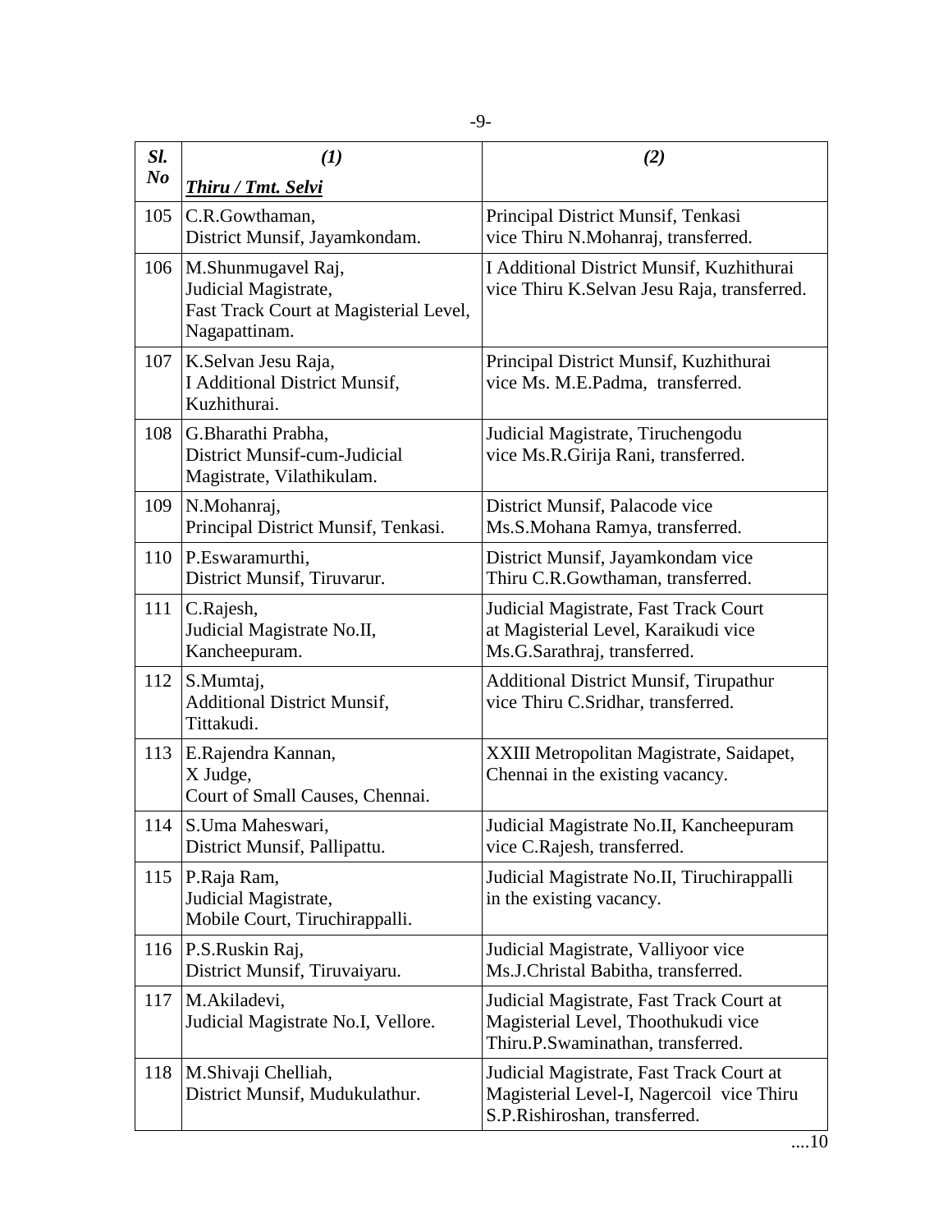| *Sl. No* | *(1)* <br> ***Thiru / Tmt. Selvi*** | *(2)* |
|---|---|---|
| 105 | C.R.Gowthaman, District Munsif, Jayamkondam. | Principal District Munsif, Tenkasi vice Thiru N.Mohanraj, transferred. |
| 106 | M.Shunmugavel Raj, Judicial Magistrate, Fast Track Court at Magisterial Level, Nagapattinam. | I Additional District Munsif, Kuzhithurai vice Thiru K.Selvan Jesu Raja, transferred. |
| 107 | K.Selvan Jesu Raja, I Additional District Munsif, Kuzhithurai. | Principal District Munsif, Kuzhithurai vice Ms. M.E.Padma, transferred. |
| 108 | G.Bharathi Prabha, District Munsif-cum-Judicial Magistrate, Vilathikulam. | Judicial Magistrate, Tiruchengodu vice Ms.R.Girija Rani, transferred. |
| 109 | N.Mohanraj, Principal District Munsif, Tenkasi. | District Munsif, Palacode vice Ms.S.Mohana Ramya, transferred. |
| 110 | P.Eswaramurthi, District Munsif, Tiruvarur. | District Munsif, Jayamkondam vice Thiru C.R.Gowthaman, transferred. |
| 111 | C.Rajesh, Judicial Magistrate No.II, Kancheepuram. | Judicial Magistrate, Fast Track Court at Magisterial Level, Karaikudi vice Ms.G.Sarathraj, transferred. |
| 112 | S.Mumtaj, Additional District Munsif, Tittakudi. | Additional District Munsif, Tirupathur vice Thiru C.Sridhar, transferred. |
| 113 | E.Rajendra Kannan, X Judge, Court of Small Causes, Chennai. | XXIII Metropolitan Magistrate, Saidapet, Chennai in the existing vacancy. |
| 114 | S.Uma Maheswari, District Munsif, Pallipattu. | Judicial Magistrate No.II, Kancheepuram vice C.Rajesh, transferred. |
| 115 | P.Raja Ram, Judicial Magistrate, Mobile Court, Tiruchirappalli. | Judicial Magistrate No.II, Tiruchirappalli in the existing vacancy. |
| 116 | P.S.Ruskin Raj, District Munsif, Tiruvaiyaru. | Judicial Magistrate, Valliyoor vice Ms.J.Christal Babitha, transferred. |
| 117 | M.Akiladevi, Judicial Magistrate No.I, Vellore. | Judicial Magistrate, Fast Track Court at Magisterial Level, Thoothukudi vice Thiru.P.Swaminathan, transferred. |
| 118 | M.Shivaji Chelliah, District Munsif, Mudukulathur. | Judicial Magistrate, Fast Track Court at Magisterial Level-I, Nagercoil vice Thiru S.P.Rishiroshan, transferred. |

....10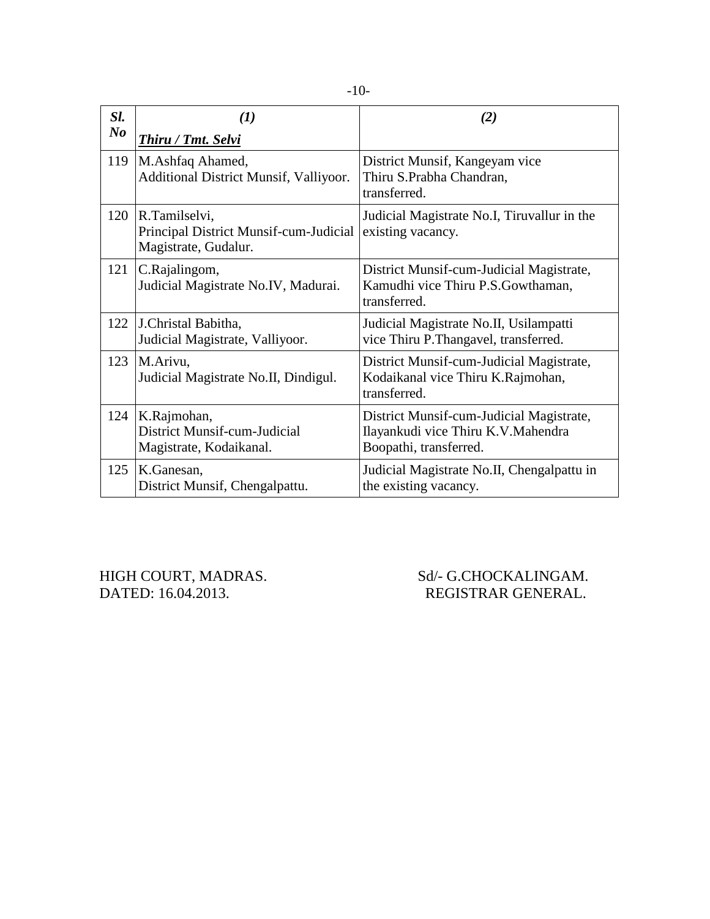| *Sl. No* | *(1)* <br> ***Thiru / Tmt. Selvi*** | *(2)* |
|---|---|---|
| 119 | M.Ashfaq Ahamed, Additional District Munsif, Valliyoor. | District Munsif, Kangeyam vice Thiru S.Prabha Chandran, transferred. |
| 120 | R.Tamilselvi, Principal District Munsif-cum-Judicial Magistrate, Gudalur. | Judicial Magistrate No.I, Tiruvallur in the existing vacancy. |
| 121 | C.Rajalingom, Judicial Magistrate No.IV, Madurai. | District Munsif-cum-Judicial Magistrate, Kamudhi vice Thiru P.S.Gowthaman, transferred. |
| 122 | J.Christal Babitha, Judicial Magistrate, Valliyoor. | Judicial Magistrate No.II, Usilampatti vice Thiru P.Thangavel, transferred. |
| 123 | M.Arivu, Judicial Magistrate No.II, Dindigul. | District Munsif-cum-Judicial Magistrate, Kodaikanal vice Thiru K.Rajmohan, transferred. |
| 124 | K.Rajmohan, District Munsif-cum-Judicial Magistrate, Kodaikanal. | District Munsif-cum-Judicial Magistrate, Ilayankudi vice Thiru K.V.Mahendra Boopathi, transferred. |
| 125 | K.Ganesan, District Munsif, Chengalpattu. | Judicial Magistrate No.II, Chengalpattu in the existing vacancy. |

HIGH COURT, MADRAS.
DATED: 16.04.2013.

Sd/- G.CHOCKALINGAM.
REGISTRAR GENERAL.